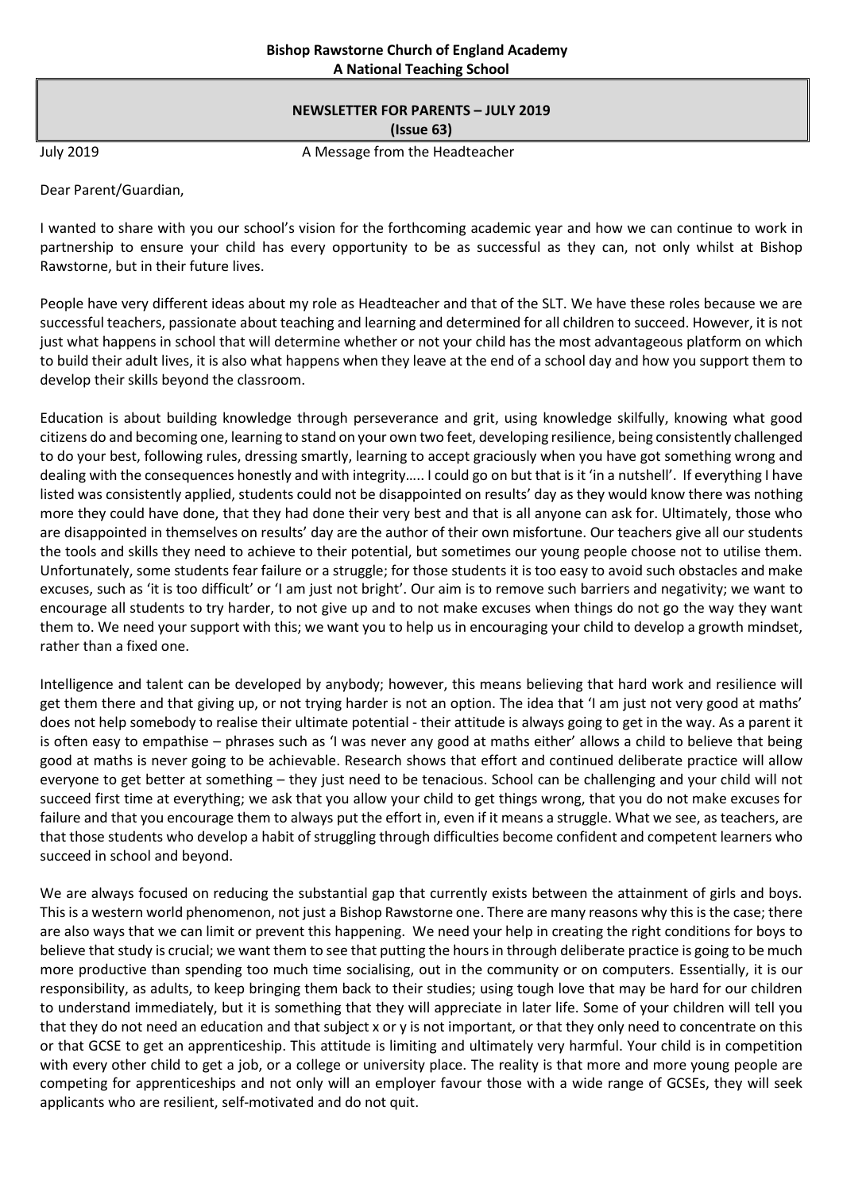**Bishop Rawstorne Church of England Academy**
**A National Teaching School**

## NEWSLETTER FOR PARENTS – JULY 2019
**(Issue 63)**

July 2019 A Message from the Headteacher

Dear Parent/Guardian,

I wanted to share with you our school's vision for the forthcoming academic year and how we can continue to work in partnership to ensure your child has every opportunity to be as successful as they can, not only whilst at Bishop Rawstorne, but in their future lives.

People have very different ideas about my role as Headteacher and that of the SLT. We have these roles because we are successful teachers, passionate about teaching and learning and determined for all children to succeed. However, it is not just what happens in school that will determine whether or not your child has the most advantageous platform on which to build their adult lives, it is also what happens when they leave at the end of a school day and how you support them to develop their skills beyond the classroom.

Education is about building knowledge through perseverance and grit, using knowledge skilfully, knowing what good citizens do and becoming one, learning to stand on your own two feet, developing resilience, being consistently challenged to do your best, following rules, dressing smartly, learning to accept graciously when you have got something wrong and dealing with the consequences honestly and with integrity….. I could go on but that is it 'in a nutshell'. If everything I have listed was consistently applied, students could not be disappointed on results' day as they would know there was nothing more they could have done, that they had done their very best and that is all anyone can ask for. Ultimately, those who are disappointed in themselves on results' day are the author of their own misfortune. Our teachers give all our students the tools and skills they need to achieve to their potential, but sometimes our young people choose not to utilise them. Unfortunately, some students fear failure or a struggle; for those students it is too easy to avoid such obstacles and make excuses, such as 'it is too difficult' or 'I am just not bright'. Our aim is to remove such barriers and negativity; we want to encourage all students to try harder, to not give up and to not make excuses when things do not go the way they want them to. We need your support with this; we want you to help us in encouraging your child to develop a growth mindset, rather than a fixed one.

Intelligence and talent can be developed by anybody; however, this means believing that hard work and resilience will get them there and that giving up, or not trying harder is not an option. The idea that 'I am just not very good at maths' does not help somebody to realise their ultimate potential - their attitude is always going to get in the way. As a parent it is often easy to empathise – phrases such as 'I was never any good at maths either' allows a child to believe that being good at maths is never going to be achievable. Research shows that effort and continued deliberate practice will allow everyone to get better at something – they just need to be tenacious. School can be challenging and your child will not succeed first time at everything; we ask that you allow your child to get things wrong, that you do not make excuses for failure and that you encourage them to always put the effort in, even if it means a struggle. What we see, as teachers, are that those students who develop a habit of struggling through difficulties become confident and competent learners who succeed in school and beyond.

We are always focused on reducing the substantial gap that currently exists between the attainment of girls and boys. This is a western world phenomenon, not just a Bishop Rawstorne one. There are many reasons why this is the case; there are also ways that we can limit or prevent this happening. We need your help in creating the right conditions for boys to believe that study is crucial; we want them to see that putting the hours in through deliberate practice is going to be much more productive than spending too much time socialising, out in the community or on computers. Essentially, it is our responsibility, as adults, to keep bringing them back to their studies; using tough love that may be hard for our children to understand immediately, but it is something that they will appreciate in later life. Some of your children will tell you that they do not need an education and that subject x or y is not important, or that they only need to concentrate on this or that GCSE to get an apprenticeship. This attitude is limiting and ultimately very harmful. Your child is in competition with every other child to get a job, or a college or university place. The reality is that more and more young people are competing for apprenticeships and not only will an employer favour those with a wide range of GCSEs, they will seek applicants who are resilient, self-motivated and do not quit.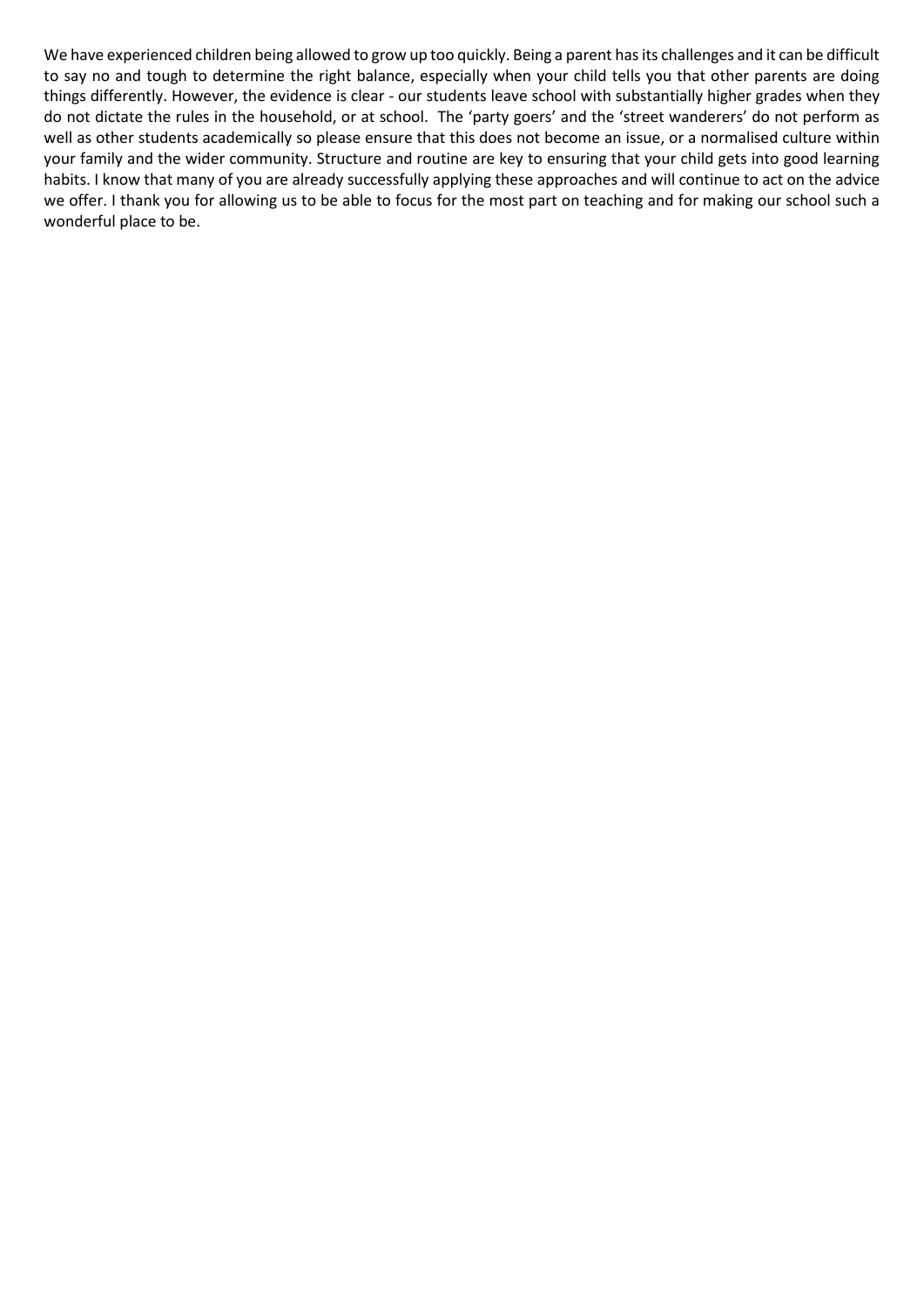We have experienced children being allowed to grow up too quickly. Being a parent has its challenges and it can be difficult to say no and tough to determine the right balance, especially when your child tells you that other parents are doing things differently. However, the evidence is clear - our students leave school with substantially higher grades when they do not dictate the rules in the household, or at school. The 'party goers' and the 'street wanderers' do not perform as well as other students academically so please ensure that this does not become an issue, or a normalised culture within your family and the wider community. Structure and routine are key to ensuring that your child gets into good learning habits. I know that many of you are already successfully applying these approaches and will continue to act on the advice we offer. I thank you for allowing us to be able to focus for the most part on teaching and for making our school such a wonderful place to be.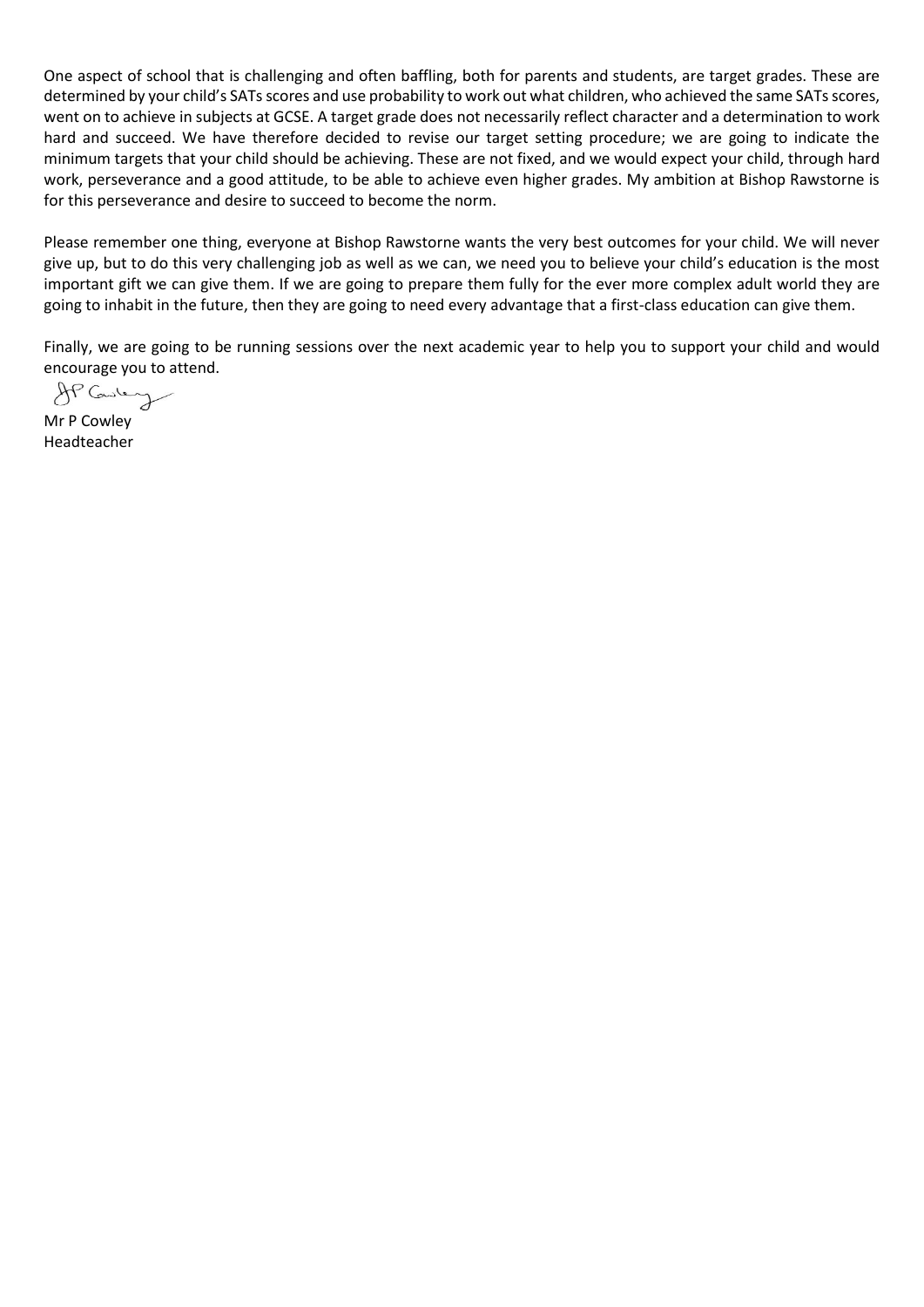One aspect of school that is challenging and often baffling, both for parents and students, are target grades. These are determined by your child's SATs scores and use probability to work out what children, who achieved the same SATs scores, went on to achieve in subjects at GCSE. A target grade does not necessarily reflect character and a determination to work hard and succeed. We have therefore decided to revise our target setting procedure; we are going to indicate the minimum targets that your child should be achieving. These are not fixed, and we would expect your child, through hard work, perseverance and a good attitude, to be able to achieve even higher grades. My ambition at Bishop Rawstorne is for this perseverance and desire to succeed to become the norm.

Please remember one thing, everyone at Bishop Rawstorne wants the very best outcomes for your child. We will never give up, but to do this very challenging job as well as we can, we need you to believe your child's education is the most important gift we can give them. If we are going to prepare them fully for the ever more complex adult world they are going to inhabit in the future, then they are going to need every advantage that a first-class education can give them.

Finally, we are going to be running sessions over the next academic year to help you to support your child and would encourage you to attend.

Mr P Cowley
Headteacher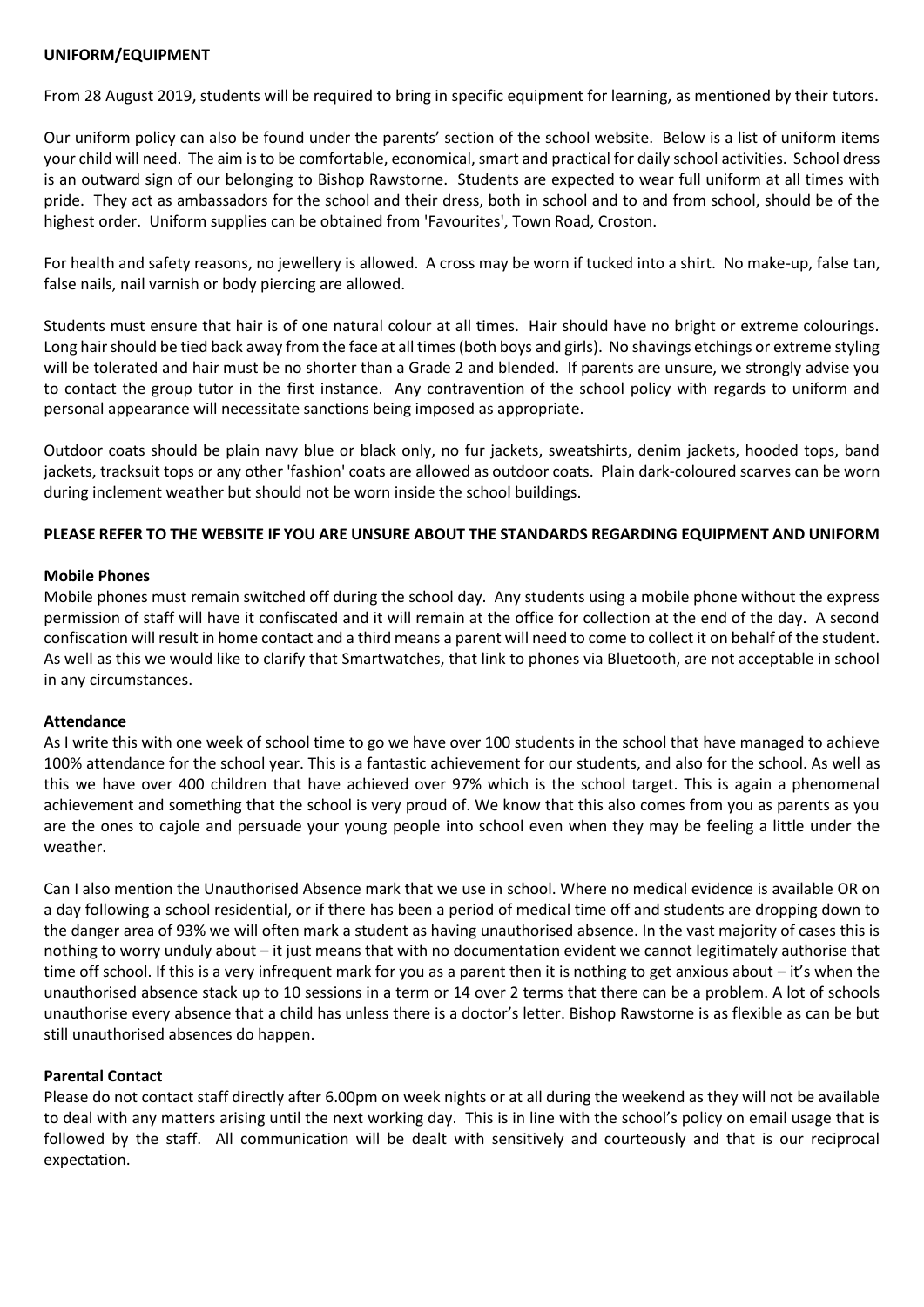**UNIFORM/EQUIPMENT**

From 28 August 2019, students will be required to bring in specific equipment for learning, as mentioned by their tutors.

Our uniform policy can also be found under the parents' section of the school website. Below is a list of uniform items your child will need. The aim is to be comfortable, economical, smart and practical for daily school activities. School dress is an outward sign of our belonging to Bishop Rawstorne. Students are expected to wear full uniform at all times with pride. They act as ambassadors for the school and their dress, both in school and to and from school, should be of the highest order. Uniform supplies can be obtained from 'Favourites', Town Road, Croston.

For health and safety reasons, no jewellery is allowed. A cross may be worn if tucked into a shirt. No make-up, false tan, false nails, nail varnish or body piercing are allowed.

Students must ensure that hair is of one natural colour at all times. Hair should have no bright or extreme colourings. Long hair should be tied back away from the face at all times (both boys and girls). No shavings etchings or extreme styling will be tolerated and hair must be no shorter than a Grade 2 and blended. If parents are unsure, we strongly advise you to contact the group tutor in the first instance. Any contravention of the school policy with regards to uniform and personal appearance will necessitate sanctions being imposed as appropriate.

Outdoor coats should be plain navy blue or black only, no fur jackets, sweatshirts, denim jackets, hooded tops, band jackets, tracksuit tops or any other 'fashion' coats are allowed as outdoor coats. Plain dark-coloured scarves can be worn during inclement weather but should not be worn inside the school buildings.

**PLEASE REFER TO THE WEBSITE IF YOU ARE UNSURE ABOUT THE STANDARDS REGARDING EQUIPMENT AND UNIFORM**

**Mobile Phones**

Mobile phones must remain switched off during the school day. Any students using a mobile phone without the express permission of staff will have it confiscated and it will remain at the office for collection at the end of the day. A second confiscation will result in home contact and a third means a parent will need to come to collect it on behalf of the student. As well as this we would like to clarify that Smartwatches, that link to phones via Bluetooth, are not acceptable in school in any circumstances.

**Attendance**

As I write this with one week of school time to go we have over 100 students in the school that have managed to achieve 100% attendance for the school year. This is a fantastic achievement for our students, and also for the school. As well as this we have over 400 children that have achieved over 97% which is the school target. This is again a phenomenal achievement and something that the school is very proud of. We know that this also comes from you as parents as you are the ones to cajole and persuade your young people into school even when they may be feeling a little under the weather.

Can I also mention the Unauthorised Absence mark that we use in school. Where no medical evidence is available OR on a day following a school residential, or if there has been a period of medical time off and students are dropping down to the danger area of 93% we will often mark a student as having unauthorised absence. In the vast majority of cases this is nothing to worry unduly about – it just means that with no documentation evident we cannot legitimately authorise that time off school. If this is a very infrequent mark for you as a parent then it is nothing to get anxious about – it's when the unauthorised absence stack up to 10 sessions in a term or 14 over 2 terms that there can be a problem. A lot of schools unauthorise every absence that a child has unless there is a doctor's letter. Bishop Rawstorne is as flexible as can be but still unauthorised absences do happen.

**Parental Contact**

Please do not contact staff directly after 6.00pm on week nights or at all during the weekend as they will not be available to deal with any matters arising until the next working day. This is in line with the school's policy on email usage that is followed by the staff. All communication will be dealt with sensitively and courteously and that is our reciprocal expectation.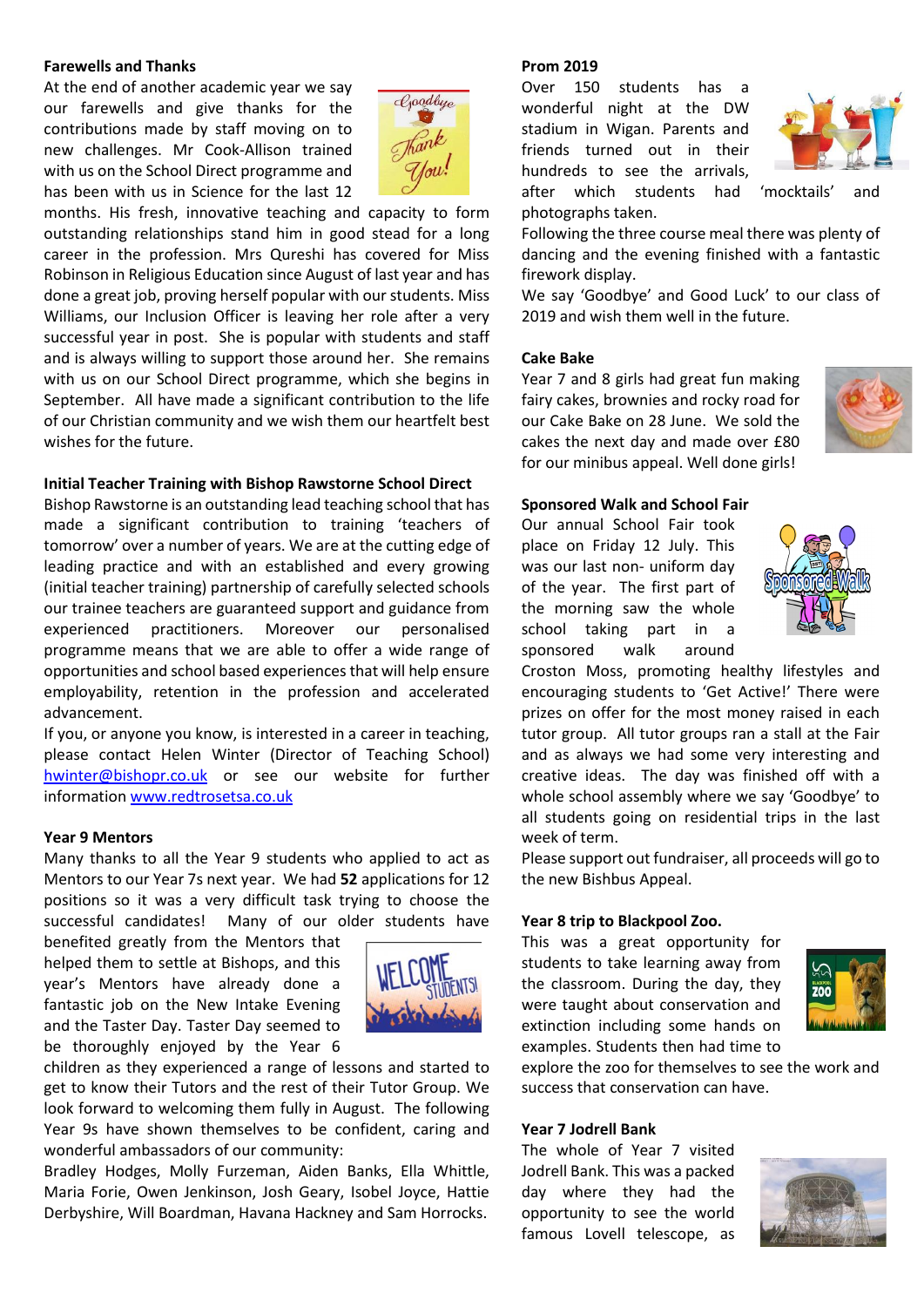**Farewells and Thanks**

At the end of another academic year we say our farewells and give thanks for the contributions made by staff moving on to new challenges. Mr Cook-Allison trained with us on the School Direct programme and has been with us in Science for the last 12 months. His fresh, innovative teaching and capacity to form outstanding relationships stand him in good stead for a long career in the profession. Mrs Qureshi has covered for Miss Robinson in Religious Education since August of last year and has done a great job, proving herself popular with our students. Miss Williams, our Inclusion Officer is leaving her role after a very successful year in post. She is popular with students and staff and is always willing to support those around her. She remains with us on our School Direct programme, which she begins in September. All have made a significant contribution to the life of our Christian community and we wish them our heartfelt best wishes for the future.

**Initial Teacher Training with Bishop Rawstorne School Direct**

Bishop Rawstorne is an outstanding lead teaching school that has made a significant contribution to training 'teachers of tomorrow' over a number of years. We are at the cutting edge of leading practice and with an established and every growing (initial teacher training) partnership of carefully selected schools our trainee teachers are guaranteed support and guidance from experienced practitioners. Moreover our personalised programme means that we are able to offer a wide range of opportunities and school based experiences that will help ensure employability, retention in the profession and accelerated advancement.

If you, or anyone you know, is interested in a career in teaching, please contact Helen Winter (Director of Teaching School) hwinter@bishopr.co.uk or see our website for further information www.redtrosetsa.co.uk

**Year 9 Mentors**

Many thanks to all the Year 9 students who applied to act as Mentors to our Year 7s next year. We had **52** applications for 12 positions so it was a very difficult task trying to choose the successful candidates! Many of our older students have benefited greatly from the Mentors that helped them to settle at Bishops, and this year's Mentors have already done a fantastic job on the New Intake Evening and the Taster Day. Taster Day seemed to be thoroughly enjoyed by the Year 6 children as they experienced a range of lessons and started to get to know their Tutors and the rest of their Tutor Group. We look forward to welcoming them fully in August. The following Year 9s have shown themselves to be confident, caring and wonderful ambassadors of our community:

Bradley Hodges, Molly Furzeman, Aiden Banks, Ella Whittle, Maria Forie, Owen Jenkinson, Josh Geary, Isobel Joyce, Hattie Derbyshire, Will Boardman, Havana Hackney and Sam Horrocks.

**Prom 2019**

Over 150 students has a wonderful night at the DW stadium in Wigan. Parents and friends turned out in their hundreds to see the arrivals, after which students had 'mocktails' and photographs taken.

Following the three course meal there was plenty of dancing and the evening finished with a fantastic firework display.

We say 'Goodbye' and Good Luck' to our class of 2019 and wish them well in the future.

**Cake Bake**

Year 7 and 8 girls had great fun making fairy cakes, brownies and rocky road for our Cake Bake on 28 June. We sold the cakes the next day and made over £80 for our minibus appeal. Well done girls!

**Sponsored Walk and School Fair**

Our annual School Fair took place on Friday 12 July. This was our last non- uniform day of the year. The first part of the morning saw the whole school taking part in a sponsored walk around Croston Moss, promoting healthy lifestyles and encouraging students to 'Get Active!' There were prizes on offer for the most money raised in each tutor group. All tutor groups ran a stall at the Fair and as always we had some very interesting and creative ideas. The day was finished off with a whole school assembly where we say 'Goodbye' to all students going on residential trips in the last week of term.

Please support out fundraiser, all proceeds will go to the new Bishbus Appeal.

**Year 8 trip to Blackpool Zoo.**

This was a great opportunity for students to take learning away from the classroom. During the day, they were taught about conservation and extinction including some hands on examples. Students then had time to explore the zoo for themselves to see the work and success that conservation can have.

**Year 7 Jodrell Bank**

The whole of Year 7 visited Jodrell Bank. This was a packed day where they had the opportunity to see the world famous Lovell telescope, as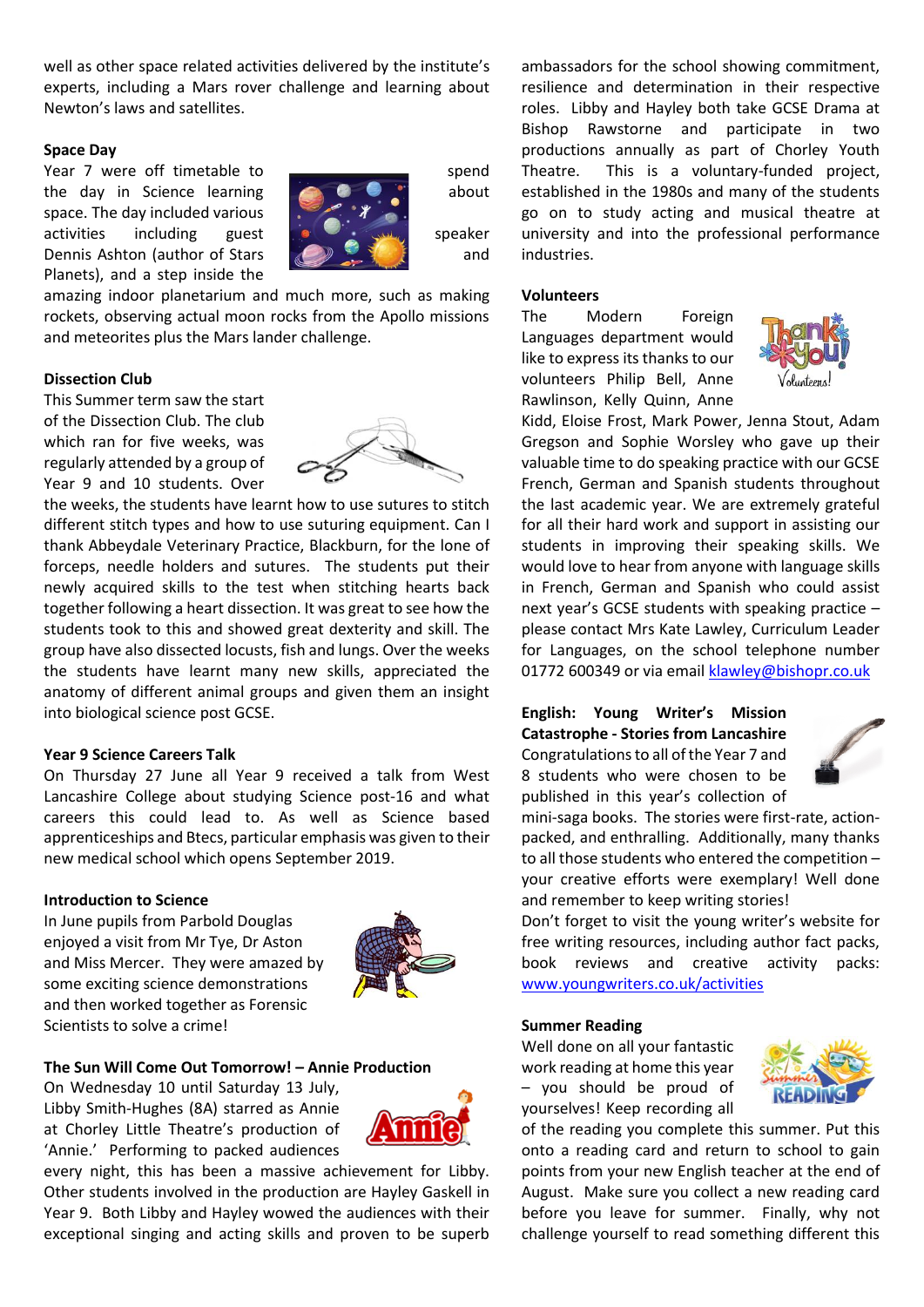well as other space related activities delivered by the institute's experts, including a Mars rover challenge and learning about Newton's laws and satellites.

**Space Day**

Year 7 were off timetable to spend the day in Science learning about space. The day included various activities including guest speaker Dennis Ashton (author of Stars and Planets), and a step inside the amazing indoor planetarium and much more, such as making rockets, observing actual moon rocks from the Apollo missions and meteorites plus the Mars lander challenge.

**Dissection Club**

This Summer term saw the start of the Dissection Club. The club which ran for five weeks, was regularly attended by a group of Year 9 and 10 students. Over the weeks, the students have learnt how to use sutures to stitch different stitch types and how to use suturing equipment. Can I thank Abbeydale Veterinary Practice, Blackburn, for the lone of forceps, needle holders and sutures. The students put their newly acquired skills to the test when stitching hearts back together following a heart dissection. It was great to see how the students took to this and showed great dexterity and skill. The group have also dissected locusts, fish and lungs. Over the weeks the students have learnt many new skills, appreciated the anatomy of different animal groups and given them an insight into biological science post GCSE.

**Year 9 Science Careers Talk**

On Thursday 27 June all Year 9 received a talk from West Lancashire College about studying Science post-16 and what careers this could lead to. As well as Science based apprenticeships and Btecs, particular emphasis was given to their new medical school which opens September 2019.

**Introduction to Science**

In June pupils from Parbold Douglas enjoyed a visit from Mr Tye, Dr Aston and Miss Mercer. They were amazed by some exciting science demonstrations and then worked together as Forensic Scientists to solve a crime!

**The Sun Will Come Out Tomorrow! – Annie Production**

On Wednesday 10 until Saturday 13 July, Libby Smith-Hughes (8A) starred as Annie at Chorley Little Theatre's production of 'Annie.' Performing to packed audiences every night, this has been a massive achievement for Libby. Other students involved in the production are Hayley Gaskell in Year 9. Both Libby and Hayley wowed the audiences with their exceptional singing and acting skills and proven to be superb ambassadors for the school showing commitment, resilience and determination in their respective roles. Libby and Hayley both take GCSE Drama at Bishop Rawstorne and participate in two productions annually as part of Chorley Youth Theatre. This is a voluntary-funded project, established in the 1980s and many of the students go on to study acting and musical theatre at university and into the professional performance industries.

**Volunteers**

The Modern Foreign Languages department would like to express its thanks to our volunteers Philip Bell, Anne Rawlinson, Kelly Quinn, Anne Kidd, Eloise Frost, Mark Power, Jenna Stout, Adam Gregson and Sophie Worsley who gave up their valuable time to do speaking practice with our GCSE French, German and Spanish students throughout the last academic year. We are extremely grateful for all their hard work and support in assisting our students in improving their speaking skills. We would love to hear from anyone with language skills in French, German and Spanish who could assist next year's GCSE students with speaking practice – please contact Mrs Kate Lawley, Curriculum Leader for Languages, on the school telephone number 01772 600349 or via email klawley@bishopr.co.uk

**English: Young Writer's Mission Catastrophe - Stories from Lancashire**

Congratulations to all of the Year 7 and 8 students who were chosen to be published in this year's collection of mini-saga books. The stories were first-rate, action-packed, and enthralling. Additionally, many thanks to all those students who entered the competition – your creative efforts were exemplary! Well done and remember to keep writing stories!

Don't forget to visit the young writer's website for free writing resources, including author fact packs, book reviews and creative activity packs: www.youngwriters.co.uk/activities

**Summer Reading**

Well done on all your fantastic work reading at home this year – you should be proud of yourselves! Keep recording all of the reading you complete this summer. Put this onto a reading card and return to school to gain points from your new English teacher at the end of August. Make sure you collect a new reading card before you leave for summer. Finally, why not challenge yourself to read something different this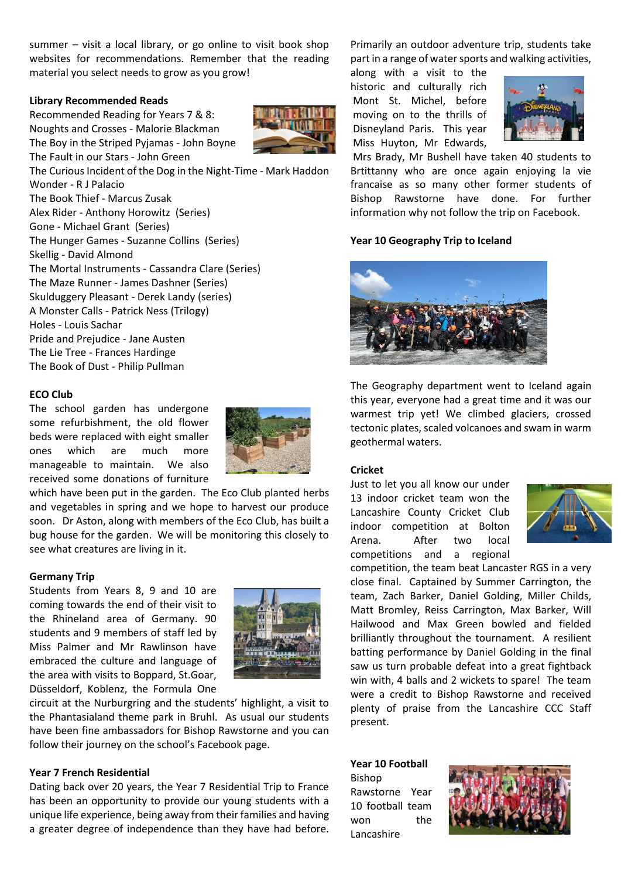summer – visit a local library, or go online to visit book shop websites for recommendations. Remember that the reading material you select needs to grow as you grow!

**Library Recommended Reads**

Recommended Reading for Years 7 & 8:
Noughts and Crosses - Malorie Blackman
The Boy in the Striped Pyjamas - John Boyne
The Fault in our Stars - John Green
The Curious Incident of the Dog in the Night-Time - Mark Haddon
Wonder - R J Palacio
The Book Thief - Marcus Zusak
Alex Rider - Anthony Horowitz (Series)
Gone - Michael Grant (Series)
The Hunger Games - Suzanne Collins (Series)
Skellig - David Almond
The Mortal Instruments - Cassandra Clare (Series)
The Maze Runner - James Dashner (Series)
Skulduggery Pleasant - Derek Landy (series)
A Monster Calls - Patrick Ness (Trilogy)
Holes - Louis Sachar
Pride and Prejudice - Jane Austen
The Lie Tree - Frances Hardinge
The Book of Dust - Philip Pullman

**ECO Club**

The school garden has undergone some refurbishment, the old flower beds were replaced with eight smaller ones which are much more manageable to maintain. We also received some donations of furniture which have been put in the garden. The Eco Club planted herbs and vegetables in spring and we hope to harvest our produce soon. Dr Aston, along with members of the Eco Club, has built a bug house for the garden. We will be monitoring this closely to see what creatures are living in it.

**Germany Trip**

Students from Years 8, 9 and 10 are coming towards the end of their visit to the Rhineland area of Germany. 90 students and 9 members of staff led by Miss Palmer and Mr Rawlinson have embraced the culture and language of the area with visits to Boppard, St.Goar, Düsseldorf, Koblenz, the Formula One circuit at the Nurburgring and the students' highlight, a visit to the Phantasialand theme park in Bruhl. As usual our students have been fine ambassadors for Bishop Rawstorne and you can follow their journey on the school's Facebook page.

**Year 7 French Residential**

Dating back over 20 years, the Year 7 Residential Trip to France has been an opportunity to provide our young students with a unique life experience, being away from their families and having a greater degree of independence than they have had before. Primarily an outdoor adventure trip, students take part in a range of water sports and walking activities, along with a visit to the historic and culturally rich Mont St. Michel, before moving on to the thrills of Disneyland Paris. This year Miss Huyton, Mr Edwards, Mrs Brady, Mr Bushell have taken 40 students to Brittanny who are once again enjoying la vie francaise as so many other former students of Bishop Rawstorne have done. For further information why not follow the trip on Facebook.

**Year 10 Geography Trip to Iceland**

The Geography department went to Iceland again this year, everyone had a great time and it was our warmest trip yet! We climbed glaciers, crossed tectonic plates, scaled volcanoes and swam in warm geothermal waters.

**Cricket**

Just to let you all know our under 13 indoor cricket team won the Lancashire County Cricket Club indoor competition at Bolton Arena. After two local competitions and a regional competition, the team beat Lancaster RGS in a very close final. Captained by Summer Carrington, the team, Zach Barker, Daniel Golding, Miller Childs, Matt Bromley, Reiss Carrington, Max Barker, Will Hailwood and Max Green bowled and fielded brilliantly throughout the tournament. A resilient batting performance by Daniel Golding in the final saw us turn probable defeat into a great fightback win with, 4 balls and 2 wickets to spare! The team were a credit to Bishop Rawstorne and received plenty of praise from the Lancashire CCC Staff present.

**Year 10 Football**

Bishop Rawstorne Year 10 football team won the Lancashire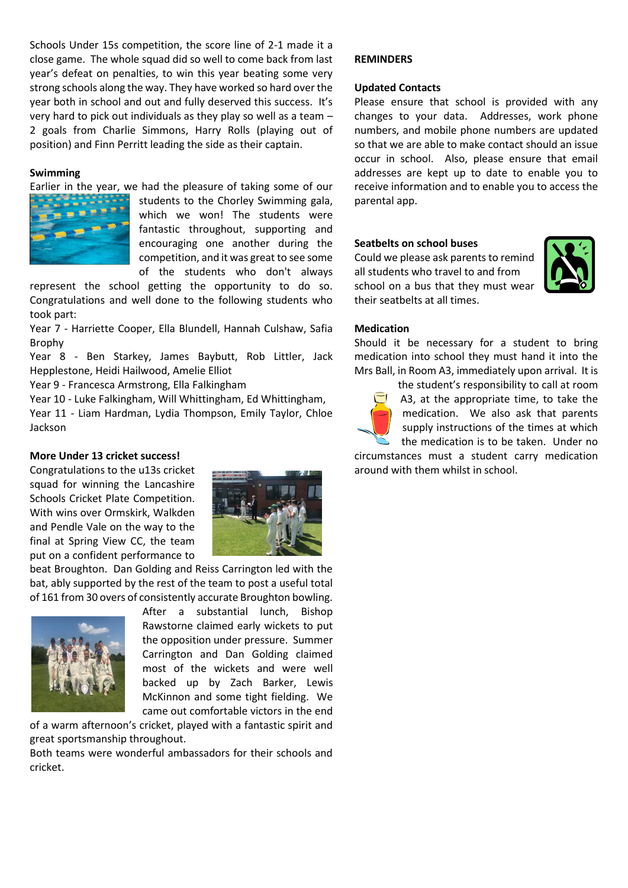Schools Under 15s competition, the score line of 2-1 made it a close game. The whole squad did so well to come back from last year's defeat on penalties, to win this year beating some very strong schools along the way. They have worked so hard over the year both in school and out and fully deserved this success. It's very hard to pick out individuals as they play so well as a team – 2 goals from Charlie Simmons, Harry Rolls (playing out of position) and Finn Perritt leading the side as their captain.

**Swimming**

Earlier in the year, we had the pleasure of taking some of our students to the Chorley Swimming gala, which we won! The students were fantastic throughout, supporting and encouraging one another during the competition, and it was great to see some of the students who don't always represent the school getting the opportunity to do so. Congratulations and well done to the following students who took part:

Year 7 - Harriette Cooper, Ella Blundell, Hannah Culshaw, Safia Brophy

Year 8 - Ben Starkey, James Baybutt, Rob Littler, Jack Hepplestone, Heidi Hailwood, Amelie Elliot

Year 9 - Francesca Armstrong, Ella Falkingham

Year 10 - Luke Falkingham, Will Whittingham, Ed Whittingham,

Year 11 - Liam Hardman, Lydia Thompson, Emily Taylor, Chloe Jackson

**More Under 13 cricket success!**

Congratulations to the u13s cricket squad for winning the Lancashire Schools Cricket Plate Competition. With wins over Ormskirk, Walkden and Pendle Vale on the way to the final at Spring View CC, the team put on a confident performance to beat Broughton. Dan Golding and Reiss Carrington led with the bat, ably supported by the rest of the team to post a useful total of 161 from 30 overs of consistently accurate Broughton bowling. After a substantial lunch, Bishop Rawstorne claimed early wickets to put the opposition under pressure. Summer Carrington and Dan Golding claimed most of the wickets and were well backed up by Zach Barker, Lewis McKinnon and some tight fielding. We came out comfortable victors in the end of a warm afternoon's cricket, played with a fantastic spirit and great sportsmanship throughout.

Both teams were wonderful ambassadors for their schools and cricket.

**REMINDERS**

**Updated Contacts**

Please ensure that school is provided with any changes to your data. Addresses, work phone numbers, and mobile phone numbers are updated so that we are able to make contact should an issue occur in school. Also, please ensure that email addresses are kept up to date to enable you to receive information and to enable you to access the parental app.

**Seatbelts on school buses**

Could we please ask parents to remind all students who travel to and from school on a bus that they must wear their seatbelts at all times.

**Medication**

Should it be necessary for a student to bring medication into school they must hand it into the Mrs Ball, in Room A3, immediately upon arrival. It is the student's responsibility to call at room A3, at the appropriate time, to take the medication. We also ask that parents supply instructions of the times at which the medication is to be taken. Under no circumstances must a student carry medication around with them whilst in school.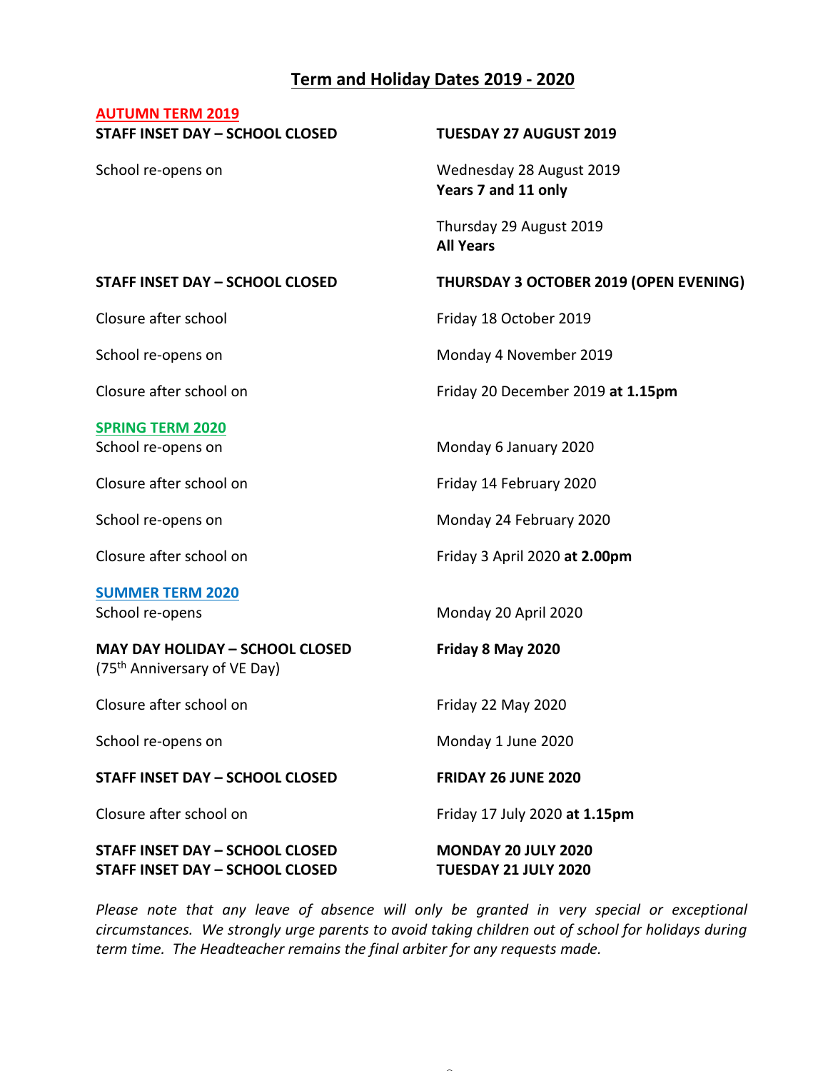# Term and Holiday Dates 2019 - 2020

**AUTUMN TERM 2019**

| | |
|---|---|
| **STAFF INSET DAY – SCHOOL CLOSED** | **TUESDAY 27 AUGUST 2019** |
| School re-opens on | Wednesday 28 August 2019 **Years 7 and 11 only** |
| | Thursday 29 August 2019 **All Years** |
| **STAFF INSET DAY – SCHOOL CLOSED** | **THURSDAY 3 OCTOBER 2019 (OPEN EVENING)** |
| Closure after school | Friday 18 October 2019 |
| School re-opens on | Monday 4 November 2019 |
| Closure after school on | Friday 20 December 2019 **at 1.15pm** |

**SPRING TERM 2020**

| | |
|---|---|
| School re-opens on | Monday 6 January 2020 |
| Closure after school on | Friday 14 February 2020 |
| School re-opens on | Monday 24 February 2020 |
| Closure after school on | Friday 3 April 2020 **at 2.00pm** |

**SUMMER TERM 2020**

| | |
|---|---|
| School re-opens | Monday 20 April 2020 |
| **MAY DAY HOLIDAY – SCHOOL CLOSED** (75th Anniversary of VE Day) | **Friday 8 May 2020** |
| Closure after school on | Friday 22 May 2020 |
| School re-opens on | Monday 1 June 2020 |
| **STAFF INSET DAY – SCHOOL CLOSED** | **FRIDAY 26 JUNE 2020** |
| Closure after school on | Friday 17 July 2020 **at 1.15pm** |
| **STAFF INSET DAY – SCHOOL CLOSED** | **MONDAY 20 JULY 2020** |
| **STAFF INSET DAY – SCHOOL CLOSED** | **TUESDAY 21 JULY 2020** |

*Please note that any leave of absence will only be granted in very special or exceptional circumstances. We strongly urge parents to avoid taking children out of school for holidays during term time. The Headteacher remains the final arbiter for any requests made.*